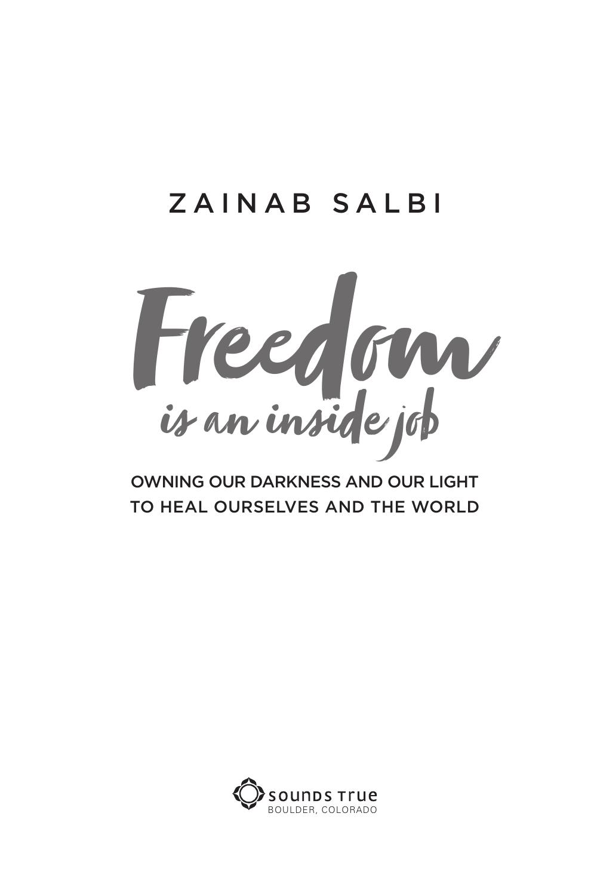ZAINAB SALBI

# Freedom is an inside job

## OWNING OUR DARKNESS AND OUR LIGHT TO HEAL OURSELVES AND THE WORLD

Sounds True
BOULDER, COLORADO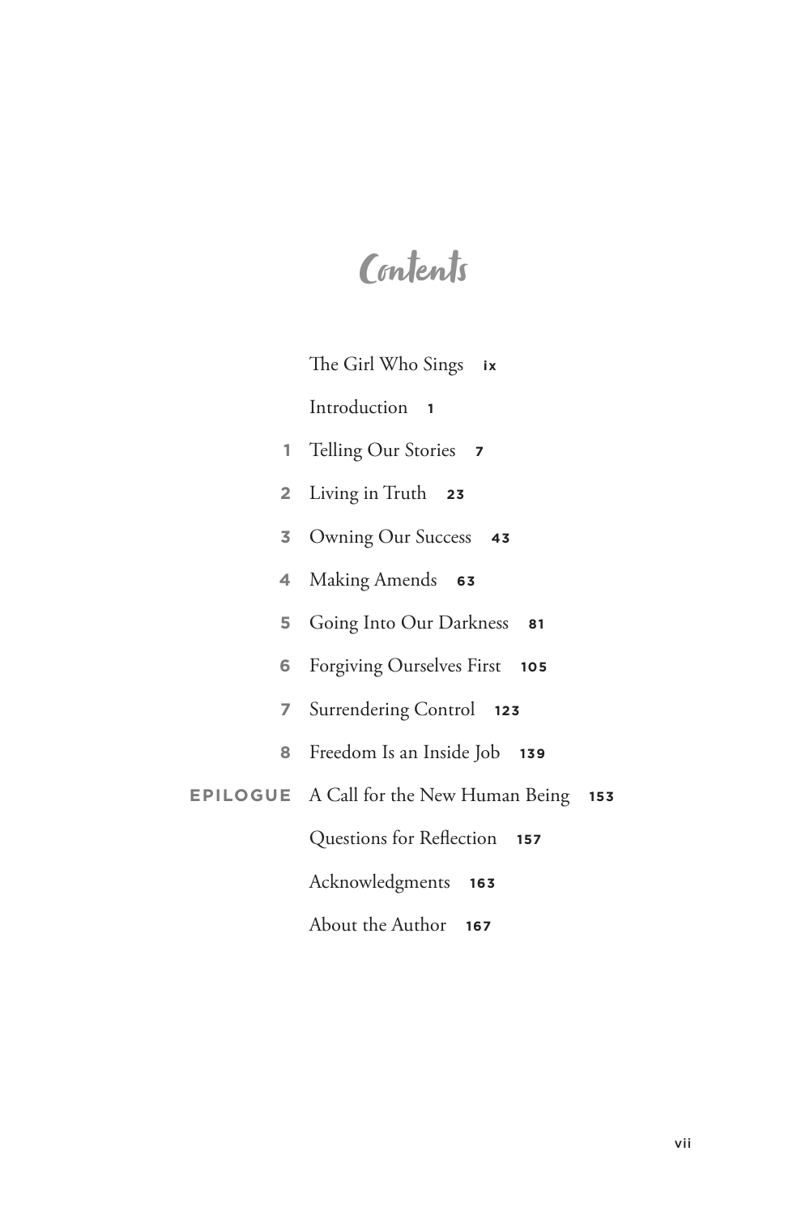# Contents

The Girl Who Sings ix

Introduction 1

1 Telling Our Stories 7

2 Living in Truth 23

3 Owning Our Success 43

4 Making Amends 63

5 Going Into Our Darkness 81

6 Forgiving Ourselves First 105

7 Surrendering Control 123

8 Freedom Is an Inside Job 139

EPILOGUE A Call for the New Human Being 153

Questions for Reflection 157

Acknowledgments 163

About the Author 167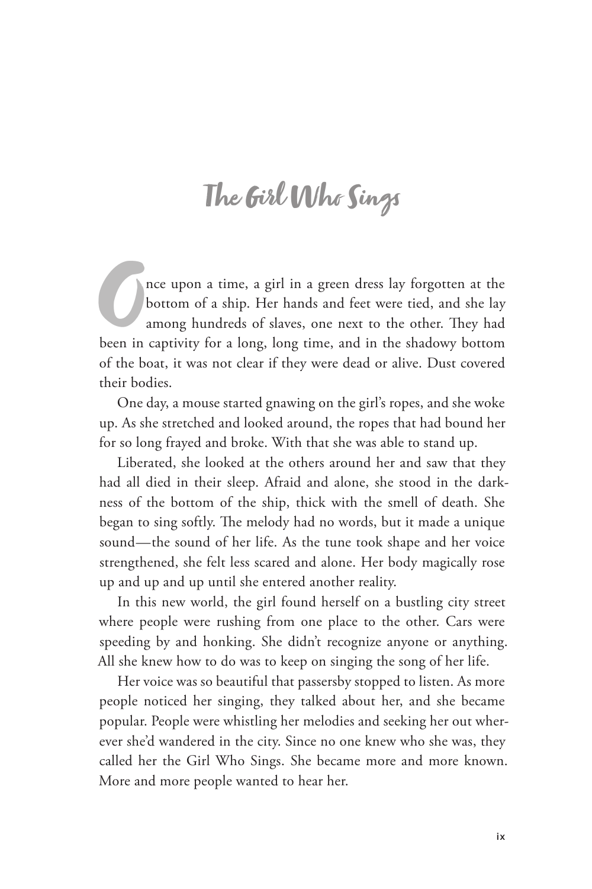# The Girl Who Sings

Once upon a time, a girl in a green dress lay forgotten at the bottom of a ship. Her hands and feet were tied, and she lay among hundreds of slaves, one next to the other. They had been in captivity for a long, long time, and in the shadowy bottom of the boat, it was not clear if they were dead or alive. Dust covered their bodies.

One day, a mouse started gnawing on the girl's ropes, and she woke up. As she stretched and looked around, the ropes that had bound her for so long frayed and broke. With that she was able to stand up.

Liberated, she looked at the others around her and saw that they had all died in their sleep. Afraid and alone, she stood in the darkness of the bottom of the ship, thick with the smell of death. She began to sing softly. The melody had no words, but it made a unique sound—the sound of her life. As the tune took shape and her voice strengthened, she felt less scared and alone. Her body magically rose up and up and up until she entered another reality.

In this new world, the girl found herself on a bustling city street where people were rushing from one place to the other. Cars were speeding by and honking. She didn't recognize anyone or anything. All she knew how to do was to keep on singing the song of her life.

Her voice was so beautiful that passersby stopped to listen. As more people noticed her singing, they talked about her, and she became popular. People were whistling her melodies and seeking her out wherever she'd wandered in the city. Since no one knew who she was, they called her the Girl Who Sings. She became more and more known. More and more people wanted to hear her.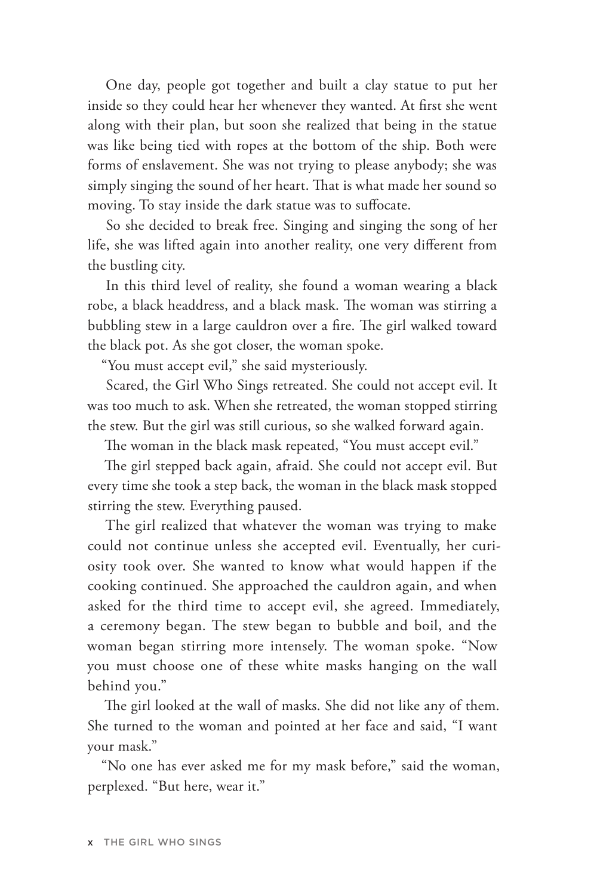One day, people got together and built a clay statue to put her inside so they could hear her whenever they wanted. At first she went along with their plan, but soon she realized that being in the statue was like being tied with ropes at the bottom of the ship. Both were forms of enslavement. She was not trying to please anybody; she was simply singing the sound of her heart. That is what made her sound so moving. To stay inside the dark statue was to suffocate.

So she decided to break free. Singing and singing the song of her life, she was lifted again into another reality, one very different from the bustling city.

In this third level of reality, she found a woman wearing a black robe, a black headdress, and a black mask. The woman was stirring a bubbling stew in a large cauldron over a fire. The girl walked toward the black pot. As she got closer, the woman spoke.

"You must accept evil," she said mysteriously.

Scared, the Girl Who Sings retreated. She could not accept evil. It was too much to ask. When she retreated, the woman stopped stirring the stew. But the girl was still curious, so she walked forward again.

The woman in the black mask repeated, "You must accept evil."

The girl stepped back again, afraid. She could not accept evil. But every time she took a step back, the woman in the black mask stopped stirring the stew. Everything paused.

The girl realized that whatever the woman was trying to make could not continue unless she accepted evil. Eventually, her curiosity took over. She wanted to know what would happen if the cooking continued. She approached the cauldron again, and when asked for the third time to accept evil, she agreed. Immediately, a ceremony began. The stew began to bubble and boil, and the woman began stirring more intensely. The woman spoke. "Now you must choose one of these white masks hanging on the wall behind you."

The girl looked at the wall of masks. She did not like any of them. She turned to the woman and pointed at her face and said, "I want your mask."

"No one has ever asked me for my mask before," said the woman, perplexed. "But here, wear it."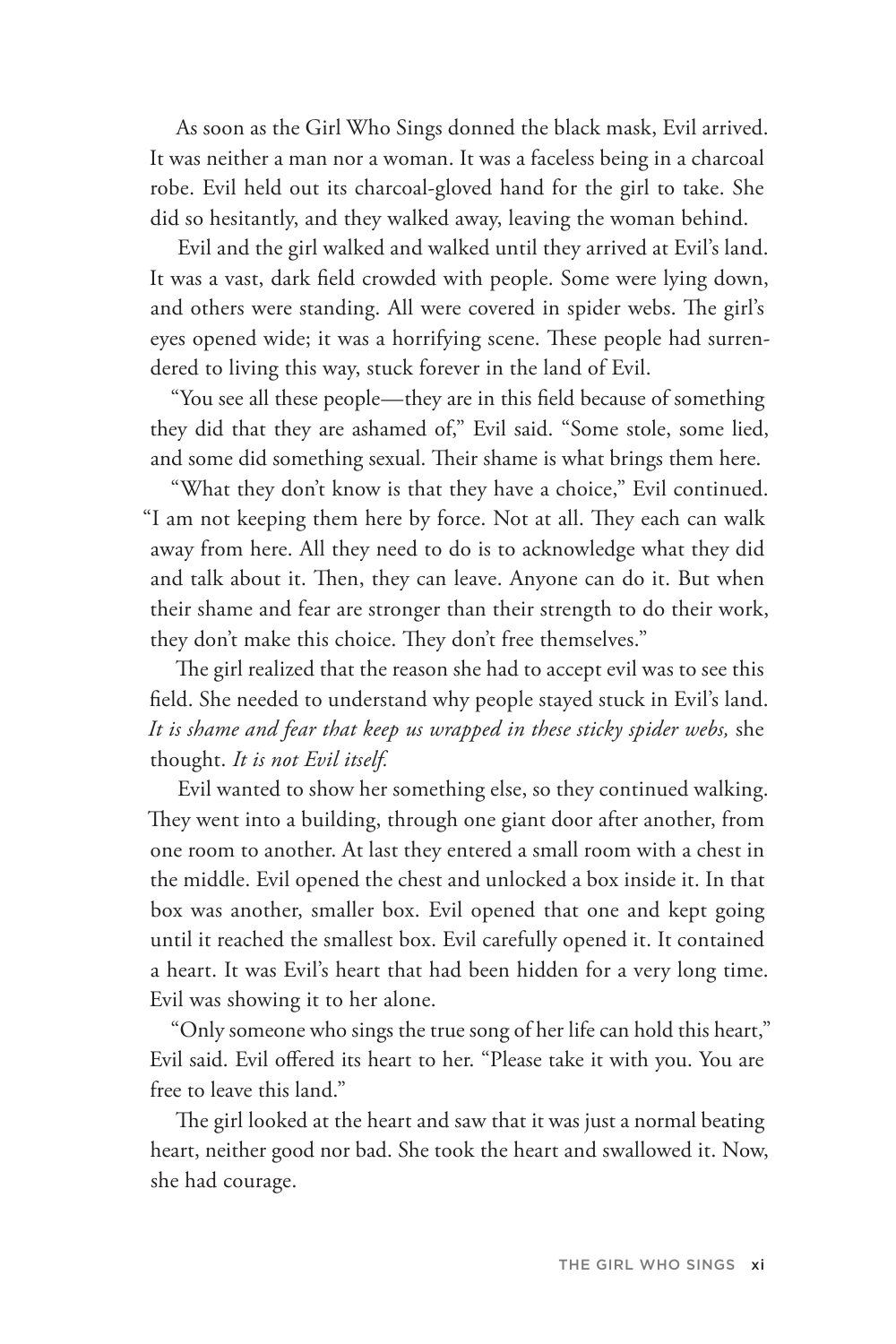As soon as the Girl Who Sings donned the black mask, Evil arrived. It was neither a man nor a woman. It was a faceless being in a charcoal robe. Evil held out its charcoal-gloved hand for the girl to take. She did so hesitantly, and they walked away, leaving the woman behind.

Evil and the girl walked and walked until they arrived at Evil's land. It was a vast, dark field crowded with people. Some were lying down, and others were standing. All were covered in spider webs. The girl's eyes opened wide; it was a horrifying scene. These people had surrendered to living this way, stuck forever in the land of Evil.

"You see all these people—they are in this field because of something they did that they are ashamed of," Evil said. "Some stole, some lied, and some did something sexual. Their shame is what brings them here.

"What they don't know is that they have a choice," Evil continued. "I am not keeping them here by force. Not at all. They each can walk away from here. All they need to do is to acknowledge what they did and talk about it. Then, they can leave. Anyone can do it. But when their shame and fear are stronger than their strength to do their work, they don't make this choice. They don't free themselves."

The girl realized that the reason she had to accept evil was to see this field. She needed to understand why people stayed stuck in Evil's land. *It is shame and fear that keep us wrapped in these sticky spider webs,* she thought. *It is not Evil itself.*

Evil wanted to show her something else, so they continued walking. They went into a building, through one giant door after another, from one room to another. At last they entered a small room with a chest in the middle. Evil opened the chest and unlocked a box inside it. In that box was another, smaller box. Evil opened that one and kept going until it reached the smallest box. Evil carefully opened it. It contained a heart. It was Evil's heart that had been hidden for a very long time. Evil was showing it to her alone.

"Only someone who sings the true song of her life can hold this heart," Evil said. Evil offered its heart to her. "Please take it with you. You are free to leave this land."

The girl looked at the heart and saw that it was just a normal beating heart, neither good nor bad. She took the heart and swallowed it. Now, she had courage.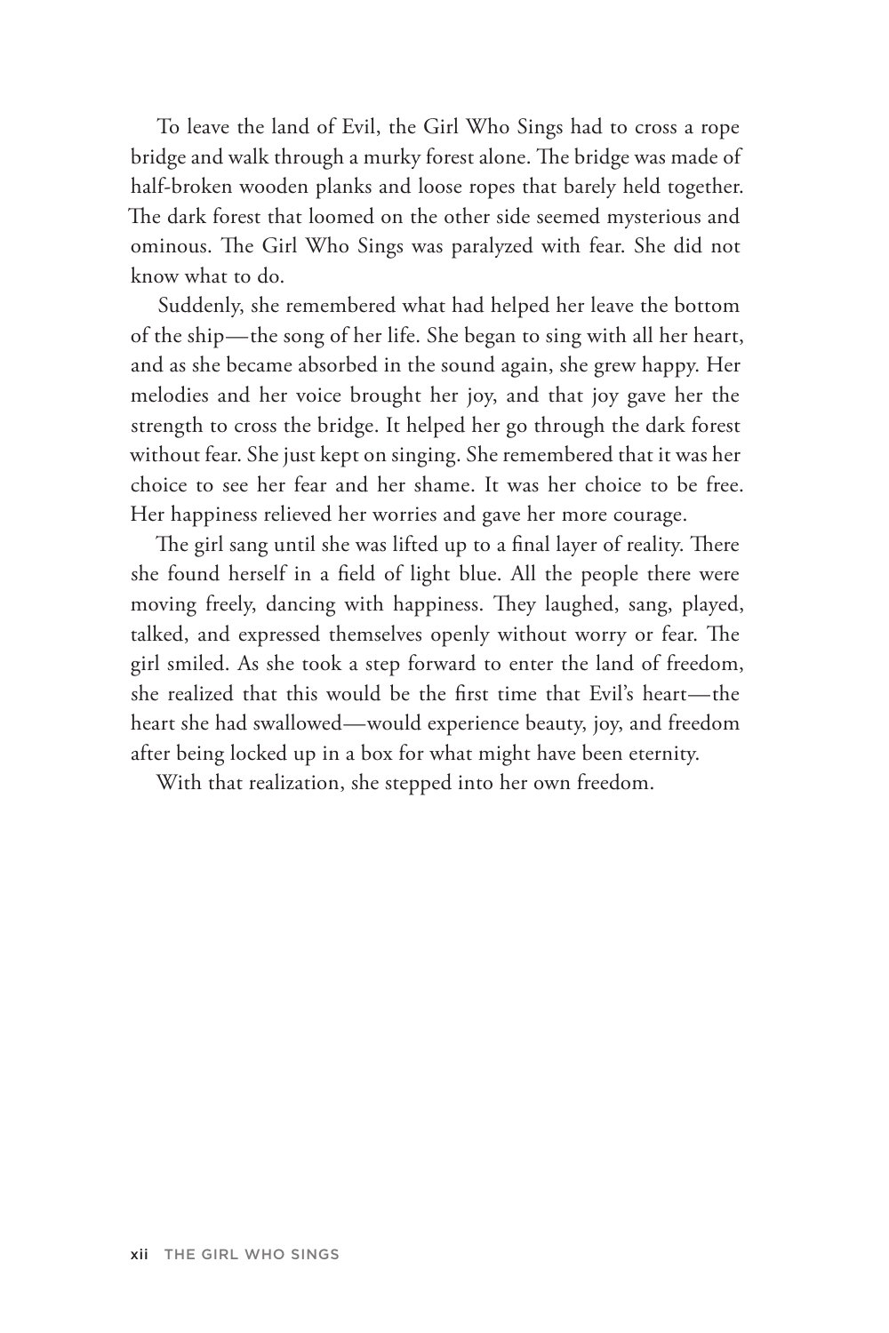To leave the land of Evil, the Girl Who Sings had to cross a rope bridge and walk through a murky forest alone. The bridge was made of half-broken wooden planks and loose ropes that barely held together. The dark forest that loomed on the other side seemed mysterious and ominous. The Girl Who Sings was paralyzed with fear. She did not know what to do.

Suddenly, she remembered what had helped her leave the bottom of the ship—the song of her life. She began to sing with all her heart, and as she became absorbed in the sound again, she grew happy. Her melodies and her voice brought her joy, and that joy gave her the strength to cross the bridge. It helped her go through the dark forest without fear. She just kept on singing. She remembered that it was her choice to see her fear and her shame. It was her choice to be free. Her happiness relieved her worries and gave her more courage.

The girl sang until she was lifted up to a final layer of reality. There she found herself in a field of light blue. All the people there were moving freely, dancing with happiness. They laughed, sang, played, talked, and expressed themselves openly without worry or fear. The girl smiled. As she took a step forward to enter the land of freedom, she realized that this would be the first time that Evil's heart—the heart she had swallowed—would experience beauty, joy, and freedom after being locked up in a box for what might have been eternity.

With that realization, she stepped into her own freedom.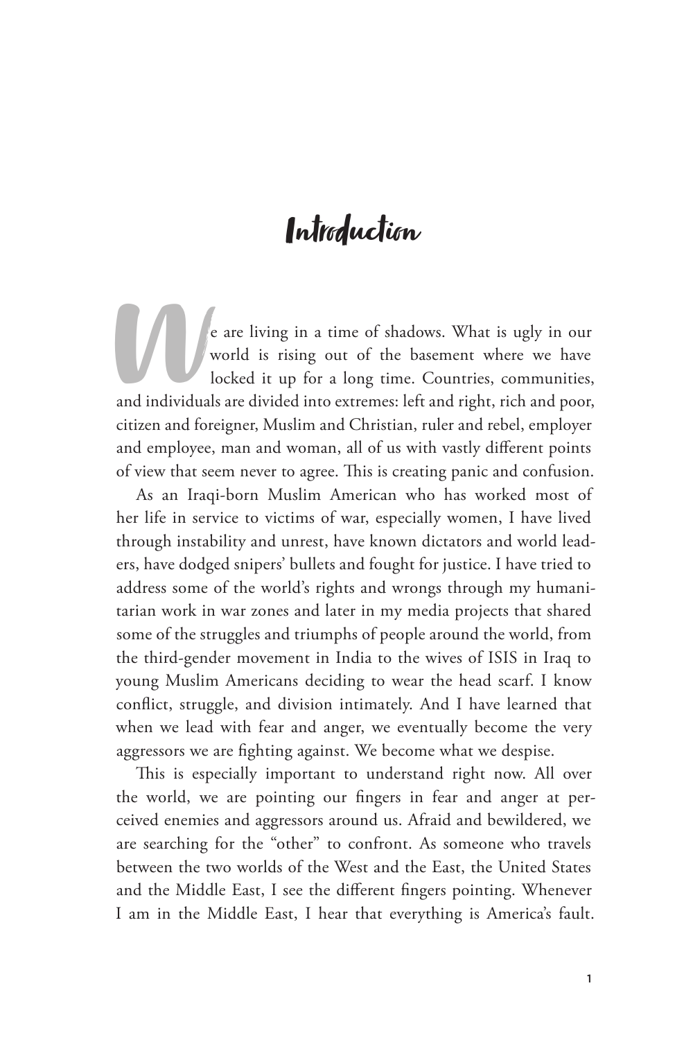# Introduction

We are living in a time of shadows. What is ugly in our world is rising out of the basement where we have locked it up for a long time. Countries, communities, and individuals are divided into extremes: left and right, rich and poor, citizen and foreigner, Muslim and Christian, ruler and rebel, employer and employee, man and woman, all of us with vastly different points of view that seem never to agree. This is creating panic and confusion.

As an Iraqi-born Muslim American who has worked most of her life in service to victims of war, especially women, I have lived through instability and unrest, have known dictators and world leaders, have dodged snipers' bullets and fought for justice. I have tried to address some of the world's rights and wrongs through my humanitarian work in war zones and later in my media projects that shared some of the struggles and triumphs of people around the world, from the third-gender movement in India to the wives of ISIS in Iraq to young Muslim Americans deciding to wear the head scarf. I know conflict, struggle, and division intimately. And I have learned that when we lead with fear and anger, we eventually become the very aggressors we are fighting against. We become what we despise.

This is especially important to understand right now. All over the world, we are pointing our fingers in fear and anger at perceived enemies and aggressors around us. Afraid and bewildered, we are searching for the "other" to confront. As someone who travels between the two worlds of the West and the East, the United States and the Middle East, I see the different fingers pointing. Whenever I am in the Middle East, I hear that everything is America's fault.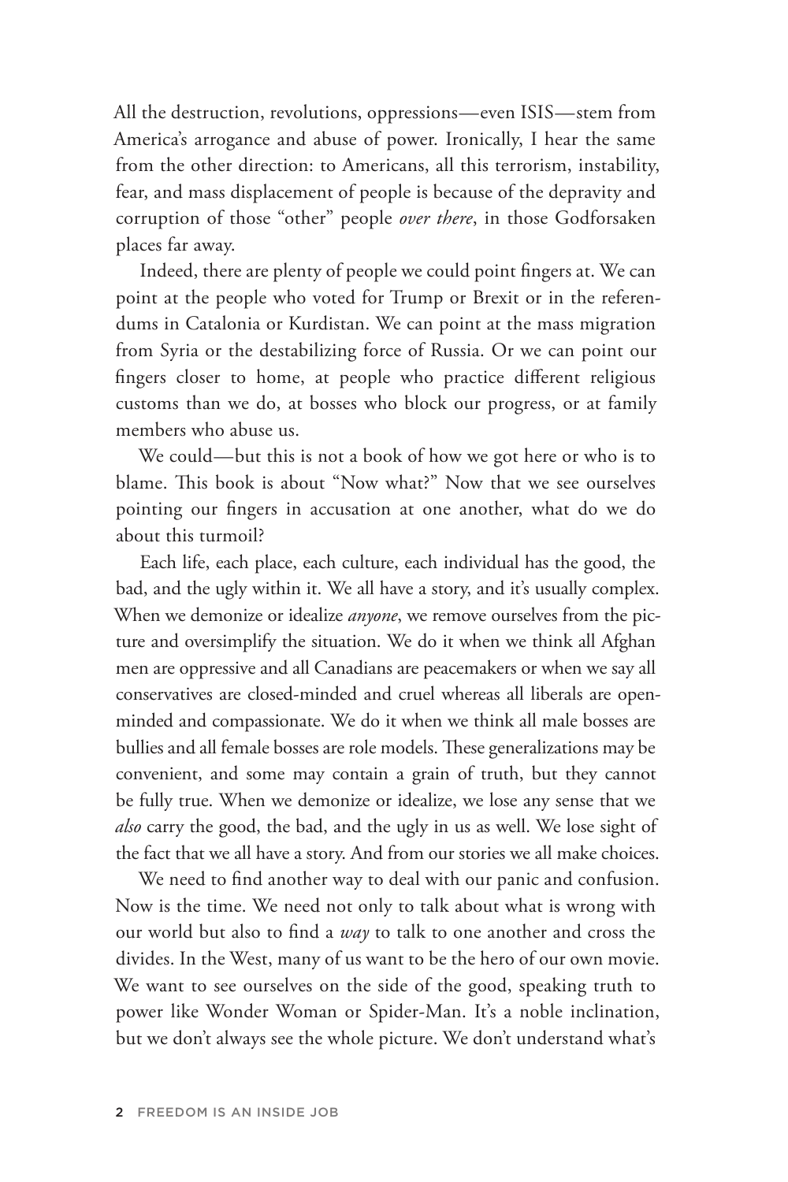All the destruction, revolutions, oppressions—even ISIS—stem from America's arrogance and abuse of power. Ironically, I hear the same from the other direction: to Americans, all this terrorism, instability, fear, and mass displacement of people is because of the depravity and corruption of those "other" people *over there*, in those Godforsaken places far away.

Indeed, there are plenty of people we could point fingers at. We can point at the people who voted for Trump or Brexit or in the referendums in Catalonia or Kurdistan. We can point at the mass migration from Syria or the destabilizing force of Russia. Or we can point our fingers closer to home, at people who practice different religious customs than we do, at bosses who block our progress, or at family members who abuse us.

We could—but this is not a book of how we got here or who is to blame. This book is about "Now what?" Now that we see ourselves pointing our fingers in accusation at one another, what do we do about this turmoil?

Each life, each place, each culture, each individual has the good, the bad, and the ugly within it. We all have a story, and it's usually complex. When we demonize or idealize *anyone*, we remove ourselves from the picture and oversimplify the situation. We do it when we think all Afghan men are oppressive and all Canadians are peacemakers or when we say all conservatives are closed-minded and cruel whereas all liberals are open-minded and compassionate. We do it when we think all male bosses are bullies and all female bosses are role models. These generalizations may be convenient, and some may contain a grain of truth, but they cannot be fully true. When we demonize or idealize, we lose any sense that we *also* carry the good, the bad, and the ugly in us as well. We lose sight of the fact that we all have a story. And from our stories we all make choices.

We need to find another way to deal with our panic and confusion. Now is the time. We need not only to talk about what is wrong with our world but also to find a *way* to talk to one another and cross the divides. In the West, many of us want to be the hero of our own movie. We want to see ourselves on the side of the good, speaking truth to power like Wonder Woman or Spider-Man. It's a noble inclination, but we don't always see the whole picture. We don't understand what's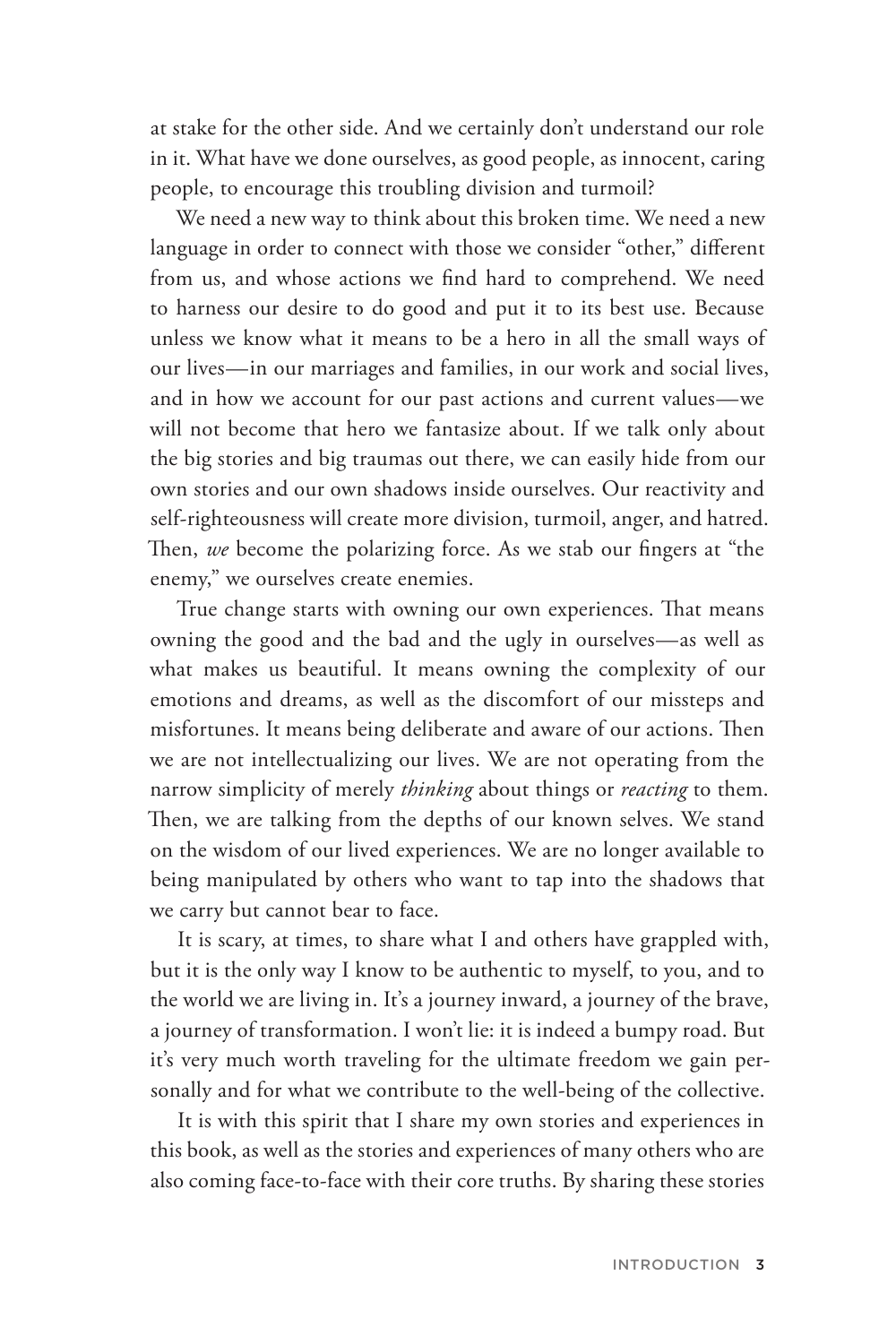at stake for the other side. And we certainly don't understand our role in it. What have we done ourselves, as good people, as innocent, caring people, to encourage this troubling division and turmoil?

We need a new way to think about this broken time. We need a new language in order to connect with those we consider "other," different from us, and whose actions we find hard to comprehend. We need to harness our desire to do good and put it to its best use. Because unless we know what it means to be a hero in all the small ways of our lives—in our marriages and families, in our work and social lives, and in how we account for our past actions and current values—we will not become that hero we fantasize about. If we talk only about the big stories and big traumas out there, we can easily hide from our own stories and our own shadows inside ourselves. Our reactivity and self-righteousness will create more division, turmoil, anger, and hatred. Then, *we* become the polarizing force. As we stab our fingers at "the enemy," we ourselves create enemies.

True change starts with owning our own experiences. That means owning the good and the bad and the ugly in ourselves—as well as what makes us beautiful. It means owning the complexity of our emotions and dreams, as well as the discomfort of our missteps and misfortunes. It means being deliberate and aware of our actions. Then we are not intellectualizing our lives. We are not operating from the narrow simplicity of merely *thinking* about things or *reacting* to them. Then, we are talking from the depths of our known selves. We stand on the wisdom of our lived experiences. We are no longer available to being manipulated by others who want to tap into the shadows that we carry but cannot bear to face.

It is scary, at times, to share what I and others have grappled with, but it is the only way I know to be authentic to myself, to you, and to the world we are living in. It's a journey inward, a journey of the brave, a journey of transformation. I won't lie: it is indeed a bumpy road. But it's very much worth traveling for the ultimate freedom we gain personally and for what we contribute to the well-being of the collective.

It is with this spirit that I share my own stories and experiences in this book, as well as the stories and experiences of many others who are also coming face-to-face with their core truths. By sharing these stories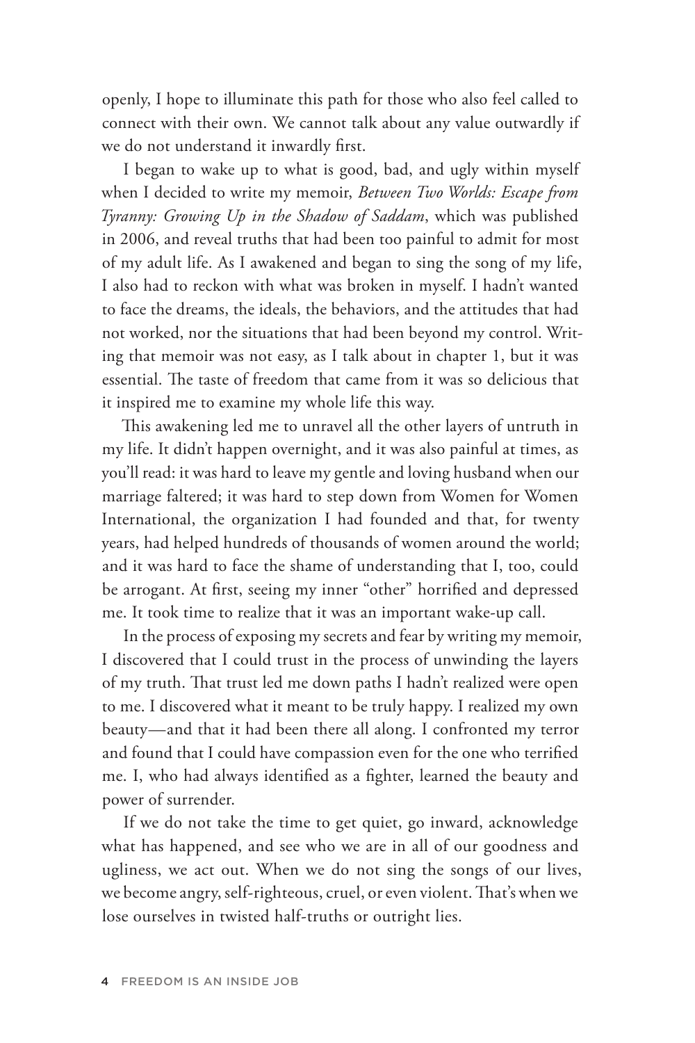openly, I hope to illuminate this path for those who also feel called to connect with their own. We cannot talk about any value outwardly if we do not understand it inwardly first.

I began to wake up to what is good, bad, and ugly within myself when I decided to write my memoir, *Between Two Worlds: Escape from Tyranny: Growing Up in the Shadow of Saddam*, which was published in 2006, and reveal truths that had been too painful to admit for most of my adult life. As I awakened and began to sing the song of my life, I also had to reckon with what was broken in myself. I hadn't wanted to face the dreams, the ideals, the behaviors, and the attitudes that had not worked, nor the situations that had been beyond my control. Writing that memoir was not easy, as I talk about in chapter 1, but it was essential. The taste of freedom that came from it was so delicious that it inspired me to examine my whole life this way.

This awakening led me to unravel all the other layers of untruth in my life. It didn't happen overnight, and it was also painful at times, as you'll read: it was hard to leave my gentle and loving husband when our marriage faltered; it was hard to step down from Women for Women International, the organization I had founded and that, for twenty years, had helped hundreds of thousands of women around the world; and it was hard to face the shame of understanding that I, too, could be arrogant. At first, seeing my inner "other" horrified and depressed me. It took time to realize that it was an important wake-up call.

In the process of exposing my secrets and fear by writing my memoir, I discovered that I could trust in the process of unwinding the layers of my truth. That trust led me down paths I hadn't realized were open to me. I discovered what it meant to be truly happy. I realized my own beauty—and that it had been there all along. I confronted my terror and found that I could have compassion even for the one who terrified me. I, who had always identified as a fighter, learned the beauty and power of surrender.

If we do not take the time to get quiet, go inward, acknowledge what has happened, and see who we are in all of our goodness and ugliness, we act out. When we do not sing the songs of our lives, we become angry, self-righteous, cruel, or even violent. That's when we lose ourselves in twisted half-truths or outright lies.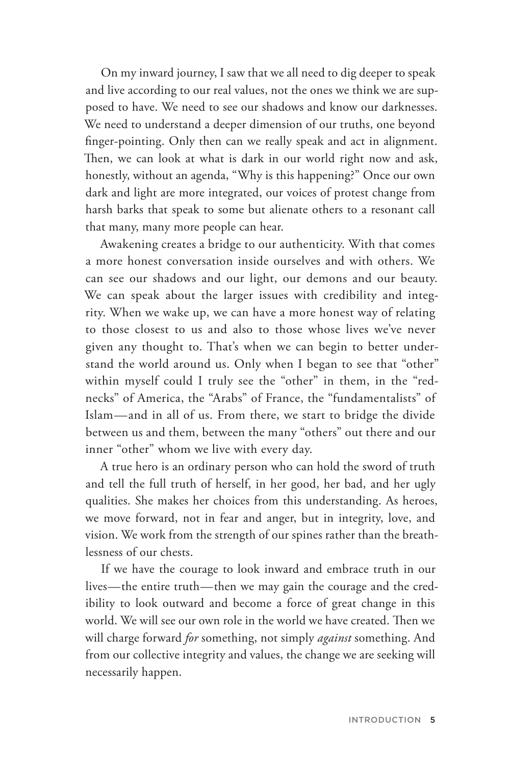On my inward journey, I saw that we all need to dig deeper to speak and live according to our real values, not the ones we think we are supposed to have. We need to see our shadows and know our darknesses. We need to understand a deeper dimension of our truths, one beyond finger-pointing. Only then can we really speak and act in alignment. Then, we can look at what is dark in our world right now and ask, honestly, without an agenda, "Why is this happening?" Once our own dark and light are more integrated, our voices of protest change from harsh barks that speak to some but alienate others to a resonant call that many, many more people can hear.

Awakening creates a bridge to our authenticity. With that comes a more honest conversation inside ourselves and with others. We can see our shadows and our light, our demons and our beauty. We can speak about the larger issues with credibility and integrity. When we wake up, we can have a more honest way of relating to those closest to us and also to those whose lives we've never given any thought to. That's when we can begin to better understand the world around us. Only when I began to see that "other" within myself could I truly see the "other" in them, in the "rednecks" of America, the "Arabs" of France, the "fundamentalists" of Islam—and in all of us. From there, we start to bridge the divide between us and them, between the many "others" out there and our inner "other" whom we live with every day.

A true hero is an ordinary person who can hold the sword of truth and tell the full truth of herself, in her good, her bad, and her ugly qualities. She makes her choices from this understanding. As heroes, we move forward, not in fear and anger, but in integrity, love, and vision. We work from the strength of our spines rather than the breathlessness of our chests.

If we have the courage to look inward and embrace truth in our lives—the entire truth—then we may gain the courage and the credibility to look outward and become a force of great change in this world. We will see our own role in the world we have created. Then we will charge forward *for* something, not simply *against* something. And from our collective integrity and values, the change we are seeking will necessarily happen.